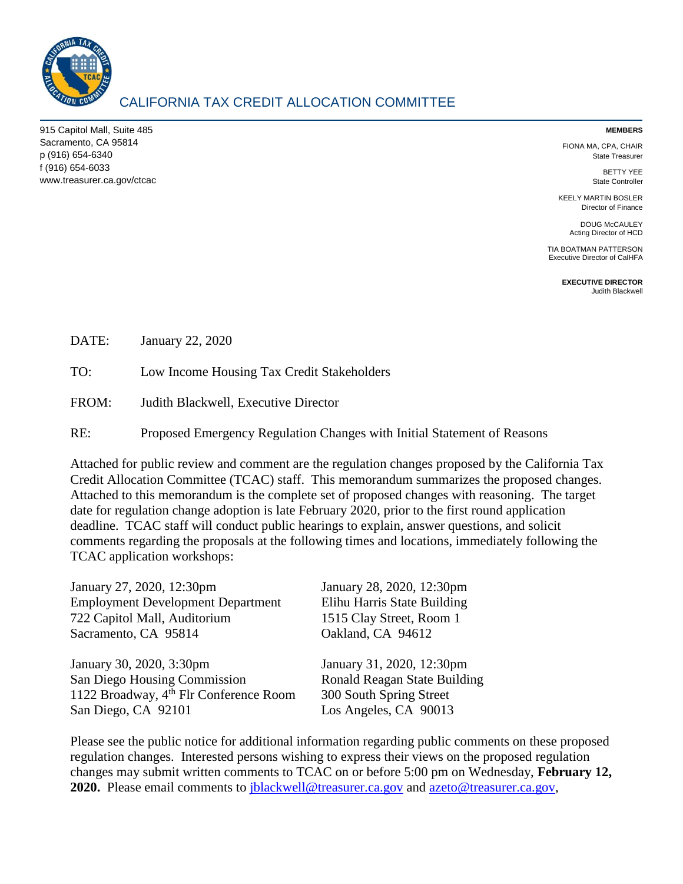# CALIFORNIA TAX CREDIT ALLOCATION COMMITTEE

915 Capitol Mall, Suite 485
Sacramento, CA 95814
p (916) 654-6340
f (916) 654-6033
www.treasurer.ca.gov/ctcac

**MEMBERS**

FIONA MA, CPA, CHAIR
State Treasurer

BETTY YEE
State Controller

KEELY MARTIN BOSLER
Director of Finance

DOUG McCAULEY
Acting Director of HCD

TIA BOATMAN PATTERSON
Executive Director of CalHFA

**EXECUTIVE DIRECTOR**
Judith Blackwell

DATE: January 22, 2020

TO: Low Income Housing Tax Credit Stakeholders

FROM: Judith Blackwell, Executive Director

RE: Proposed Emergency Regulation Changes with Initial Statement of Reasons

Attached for public review and comment are the regulation changes proposed by the California Tax Credit Allocation Committee (TCAC) staff. This memorandum summarizes the proposed changes. Attached to this memorandum is the complete set of proposed changes with reasoning. The target date for regulation change adoption is late February 2020, prior to the first round application deadline. TCAC staff will conduct public hearings to explain, answer questions, and solicit comments regarding the proposals at the following times and locations, immediately following the TCAC application workshops:

January 27, 2020, 12:30pm
Employment Development Department
722 Capitol Mall, Auditorium
Sacramento, CA 95814

January 28, 2020, 12:30pm
Elihu Harris State Building
1515 Clay Street, Room 1
Oakland, CA 94612

January 30, 2020, 3:30pm
San Diego Housing Commission
1122 Broadway, 4th Flr Conference Room
San Diego, CA 92101

January 31, 2020, 12:30pm
Ronald Reagan State Building
300 South Spring Street
Los Angeles, CA 90013

Please see the public notice for additional information regarding public comments on these proposed regulation changes. Interested persons wishing to express their views on the proposed regulation changes may submit written comments to TCAC on or before 5:00 pm on Wednesday, **February 12, 2020.** Please email comments to jblackwell@treasurer.ca.gov and azeto@treasurer.ca.gov,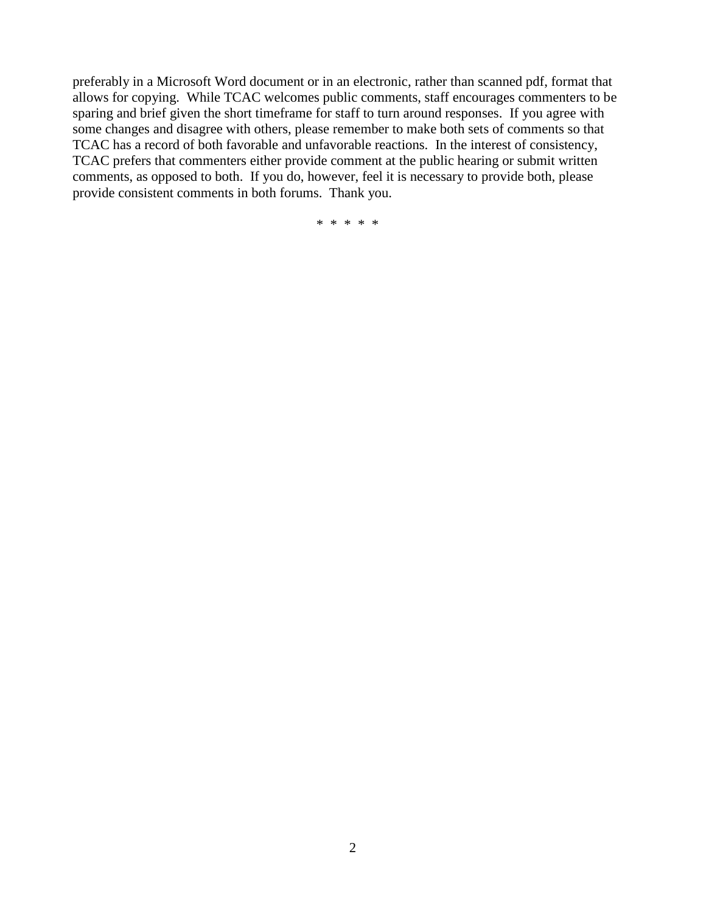preferably in a Microsoft Word document or in an electronic, rather than scanned pdf, format that allows for copying. While TCAC welcomes public comments, staff encourages commenters to be sparing and brief given the short timeframe for staff to turn around responses. If you agree with some changes and disagree with others, please remember to make both sets of comments so that TCAC has a record of both favorable and unfavorable reactions. In the interest of consistency, TCAC prefers that commenters either provide comment at the public hearing or submit written comments, as opposed to both. If you do, however, feel it is necessary to provide both, please provide consistent comments in both forums. Thank you.

\* \* \* \* \*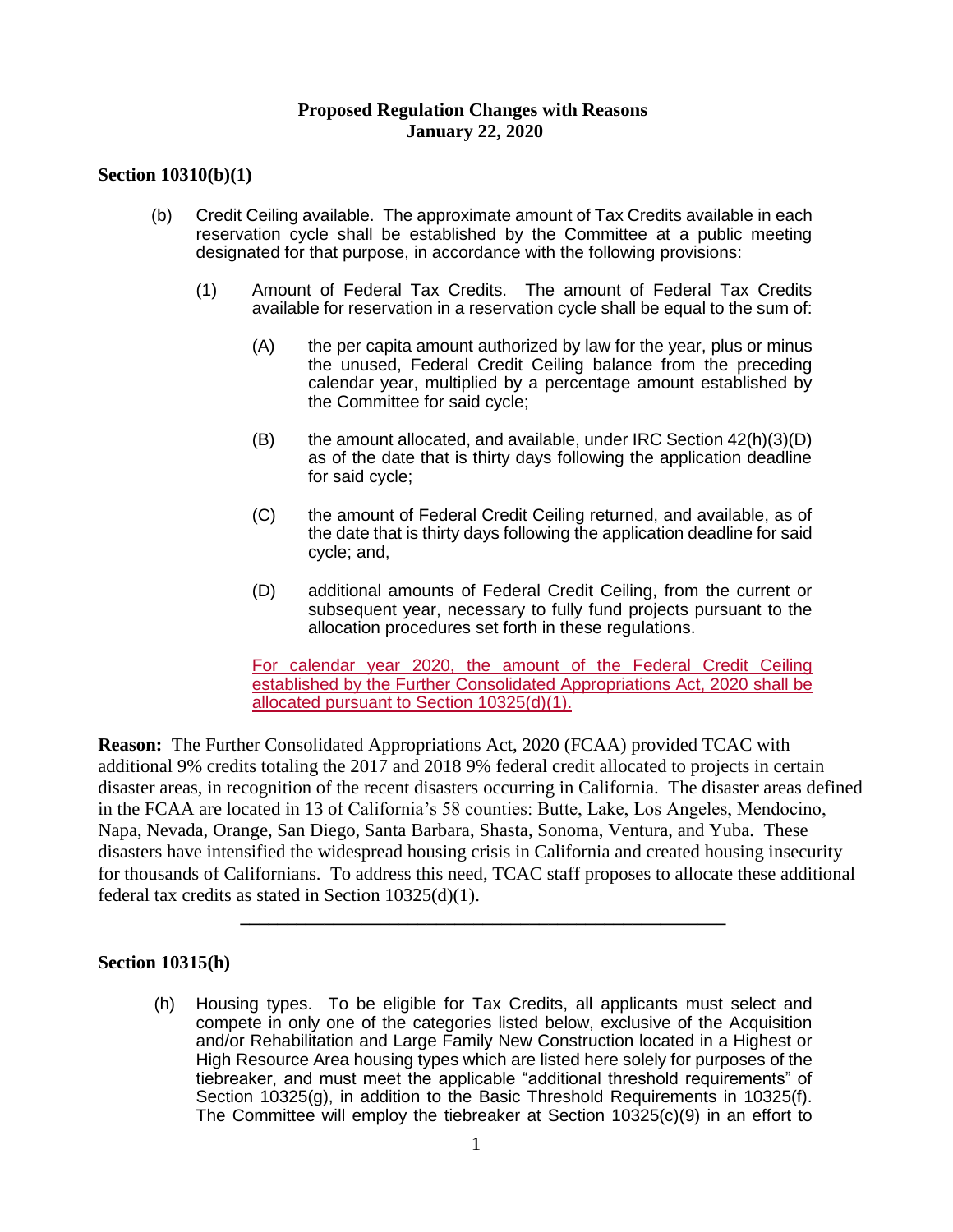**Proposed Regulation Changes with Reasons**
**January 22, 2020**

**Section 10310(b)(1)**

(b) Credit Ceiling available. The approximate amount of Tax Credits available in each reservation cycle shall be established by the Committee at a public meeting designated for that purpose, in accordance with the following provisions:

(1) Amount of Federal Tax Credits. The amount of Federal Tax Credits available for reservation in a reservation cycle shall be equal to the sum of:

(A) the per capita amount authorized by law for the year, plus or minus the unused, Federal Credit Ceiling balance from the preceding calendar year, multiplied by a percentage amount established by the Committee for said cycle;

(B) the amount allocated, and available, under IRC Section 42(h)(3)(D) as of the date that is thirty days following the application deadline for said cycle;

(C) the amount of Federal Credit Ceiling returned, and available, as of the date that is thirty days following the application deadline for said cycle; and,

(D) additional amounts of Federal Credit Ceiling, from the current or subsequent year, necessary to fully fund projects pursuant to the allocation procedures set forth in these regulations.

For calendar year 2020, the amount of the Federal Credit Ceiling established by the Further Consolidated Appropriations Act, 2020 shall be allocated pursuant to Section 10325(d)(1).

**Reason:** The Further Consolidated Appropriations Act, 2020 (FCAA) provided TCAC with additional 9% credits totaling the 2017 and 2018 9% federal credit allocated to projects in certain disaster areas, in recognition of the recent disasters occurring in California. The disaster areas defined in the FCAA are located in 13 of California's 58 counties: Butte, Lake, Los Angeles, Mendocino, Napa, Nevada, Orange, San Diego, Santa Barbara, Shasta, Sonoma, Ventura, and Yuba. These disasters have intensified the widespread housing crisis in California and created housing insecurity for thousands of Californians. To address this need, TCAC staff proposes to allocate these additional federal tax credits as stated in Section 10325(d)(1).

---

**Section 10315(h)**

(h) Housing types. To be eligible for Tax Credits, all applicants must select and compete in only one of the categories listed below, exclusive of the Acquisition and/or Rehabilitation and Large Family New Construction located in a Highest or High Resource Area housing types which are listed here solely for purposes of the tiebreaker, and must meet the applicable "additional threshold requirements" of Section 10325(g), in addition to the Basic Threshold Requirements in 10325(f). The Committee will employ the tiebreaker at Section 10325(c)(9) in an effort to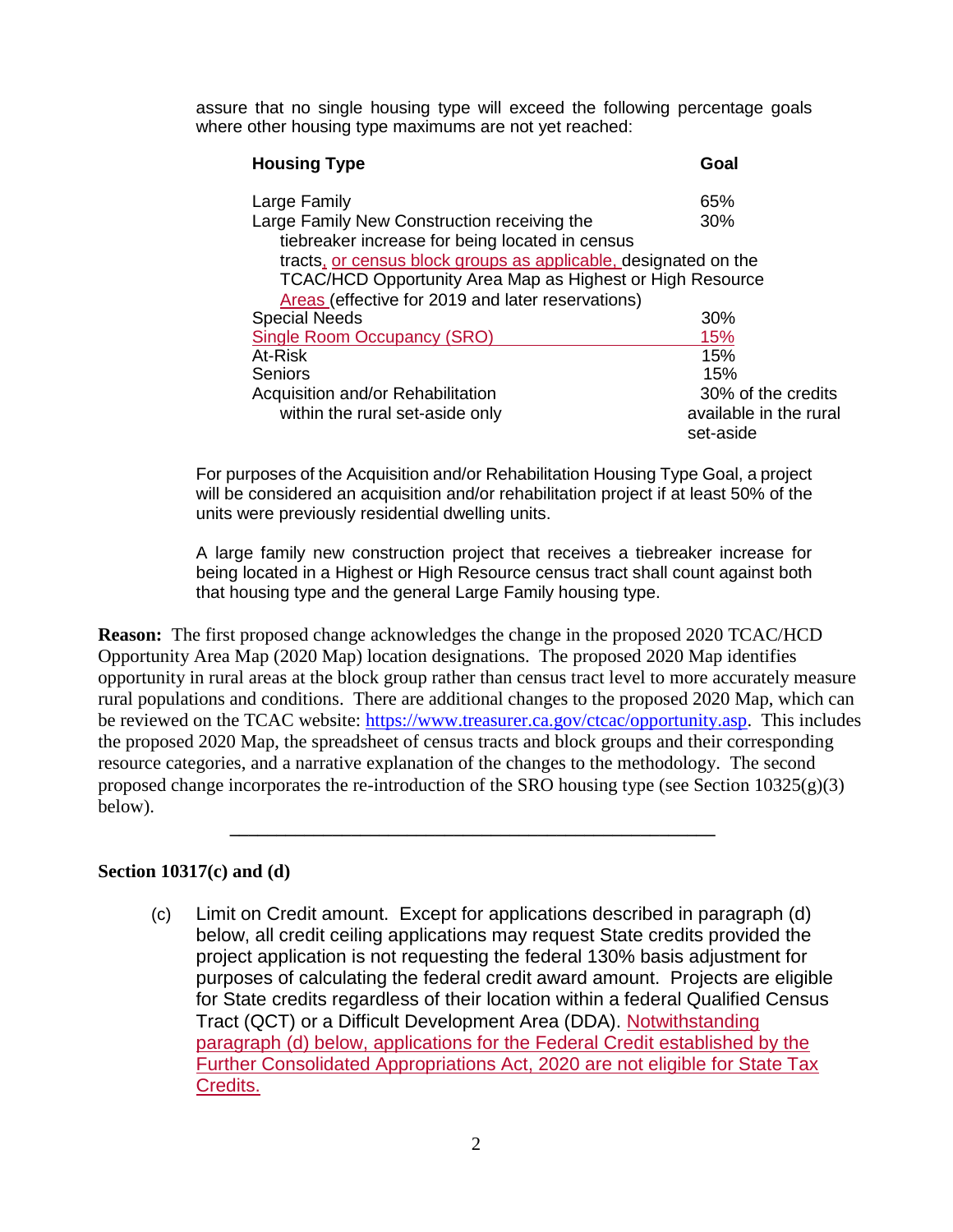assure that no single housing type will exceed the following percentage goals where other housing type maximums are not yet reached:

| Housing Type | Goal |
|---|---|
| Large Family | 65% |
| Large Family New Construction receiving the tiebreaker increase for being located in census tracts, or census block groups as applicable, designated on the TCAC/HCD Opportunity Area Map as Highest or High Resource Areas (effective for 2019 and later reservations) | 30% |
| Special Needs | 30% |
| Single Room Occupancy (SRO) | 15% |
| At-Risk | 15% |
| Seniors | 15% |
| Acquisition and/or Rehabilitation within the rural set-aside only | 30% of the credits available in the rural set-aside |

For purposes of the Acquisition and/or Rehabilitation Housing Type Goal, a project will be considered an acquisition and/or rehabilitation project if at least 50% of the units were previously residential dwelling units.

A large family new construction project that receives a tiebreaker increase for being located in a Highest or High Resource census tract shall count against both that housing type and the general Large Family housing type.

**Reason:** The first proposed change acknowledges the change in the proposed 2020 TCAC/HCD Opportunity Area Map (2020 Map) location designations. The proposed 2020 Map identifies opportunity in rural areas at the block group rather than census tract level to more accurately measure rural populations and conditions. There are additional changes to the proposed 2020 Map, which can be reviewed on the TCAC website: https://www.treasurer.ca.gov/ctcac/opportunity.asp. This includes the proposed 2020 Map, the spreadsheet of census tracts and block groups and their corresponding resource categories, and a narrative explanation of the changes to the methodology. The second proposed change incorporates the re-introduction of the SRO housing type (see Section 10325(g)(3) below).

---

**Section 10317(c) and (d)**

(c) Limit on Credit amount. Except for applications described in paragraph (d) below, all credit ceiling applications may request State credits provided the project application is not requesting the federal 130% basis adjustment for purposes of calculating the federal credit award amount. Projects are eligible for State credits regardless of their location within a federal Qualified Census Tract (QCT) or a Difficult Development Area (DDA). Notwithstanding paragraph (d) below, applications for the Federal Credit established by the Further Consolidated Appropriations Act, 2020 are not eligible for State Tax Credits.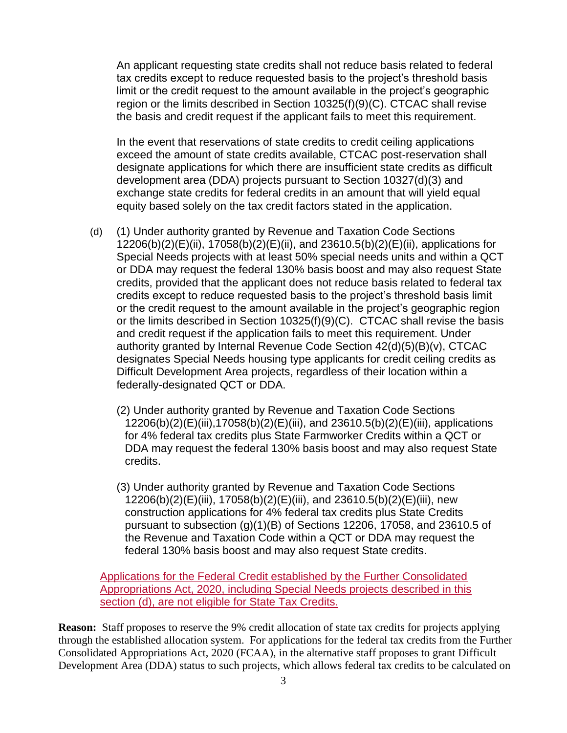An applicant requesting state credits shall not reduce basis related to federal tax credits except to reduce requested basis to the project's threshold basis limit or the credit request to the amount available in the project's geographic region or the limits described in Section 10325(f)(9)(C). CTCAC shall revise the basis and credit request if the applicant fails to meet this requirement.

In the event that reservations of state credits to credit ceiling applications exceed the amount of state credits available, CTCAC post-reservation shall designate applications for which there are insufficient state credits as difficult development area (DDA) projects pursuant to Section 10327(d)(3) and exchange state credits for federal credits in an amount that will yield equal equity based solely on the tax credit factors stated in the application.

(d) (1) Under authority granted by Revenue and Taxation Code Sections 12206(b)(2)(E)(ii), 17058(b)(2)(E)(ii), and 23610.5(b)(2)(E)(ii), applications for Special Needs projects with at least 50% special needs units and within a QCT or DDA may request the federal 130% basis boost and may also request State credits, provided that the applicant does not reduce basis related to federal tax credits except to reduce requested basis to the project's threshold basis limit or the credit request to the amount available in the project's geographic region or the limits described in Section 10325(f)(9)(C). CTCAC shall revise the basis and credit request if the application fails to meet this requirement. Under authority granted by Internal Revenue Code Section 42(d)(5)(B)(v), CTCAC designates Special Needs housing type applicants for credit ceiling credits as Difficult Development Area projects, regardless of their location within a federally-designated QCT or DDA.

(2) Under authority granted by Revenue and Taxation Code Sections 12206(b)(2)(E)(iii), 17058(b)(2)(E)(iii), and 23610.5(b)(2)(E)(iii), applications for 4% federal tax credits plus State Farmworker Credits within a QCT or DDA may request the federal 130% basis boost and may also request State credits.

(3) Under authority granted by Revenue and Taxation Code Sections 12206(b)(2)(E)(iii), 17058(b)(2)(E)(iii), and 23610.5(b)(2)(E)(iii), new construction applications for 4% federal tax credits plus State Credits pursuant to subsection (g)(1)(B) of Sections 12206, 17058, and 23610.5 of the Revenue and Taxation Code within a QCT or DDA may request the federal 130% basis boost and may also request State credits.

Applications for the Federal Credit established by the Further Consolidated Appropriations Act, 2020, including Special Needs projects described in this section (d), are not eligible for State Tax Credits.

**Reason:** Staff proposes to reserve the 9% credit allocation of state tax credits for projects applying through the established allocation system. For applications for the federal tax credits from the Further Consolidated Appropriations Act, 2020 (FCAA), in the alternative staff proposes to grant Difficult Development Area (DDA) status to such projects, which allows federal tax credits to be calculated on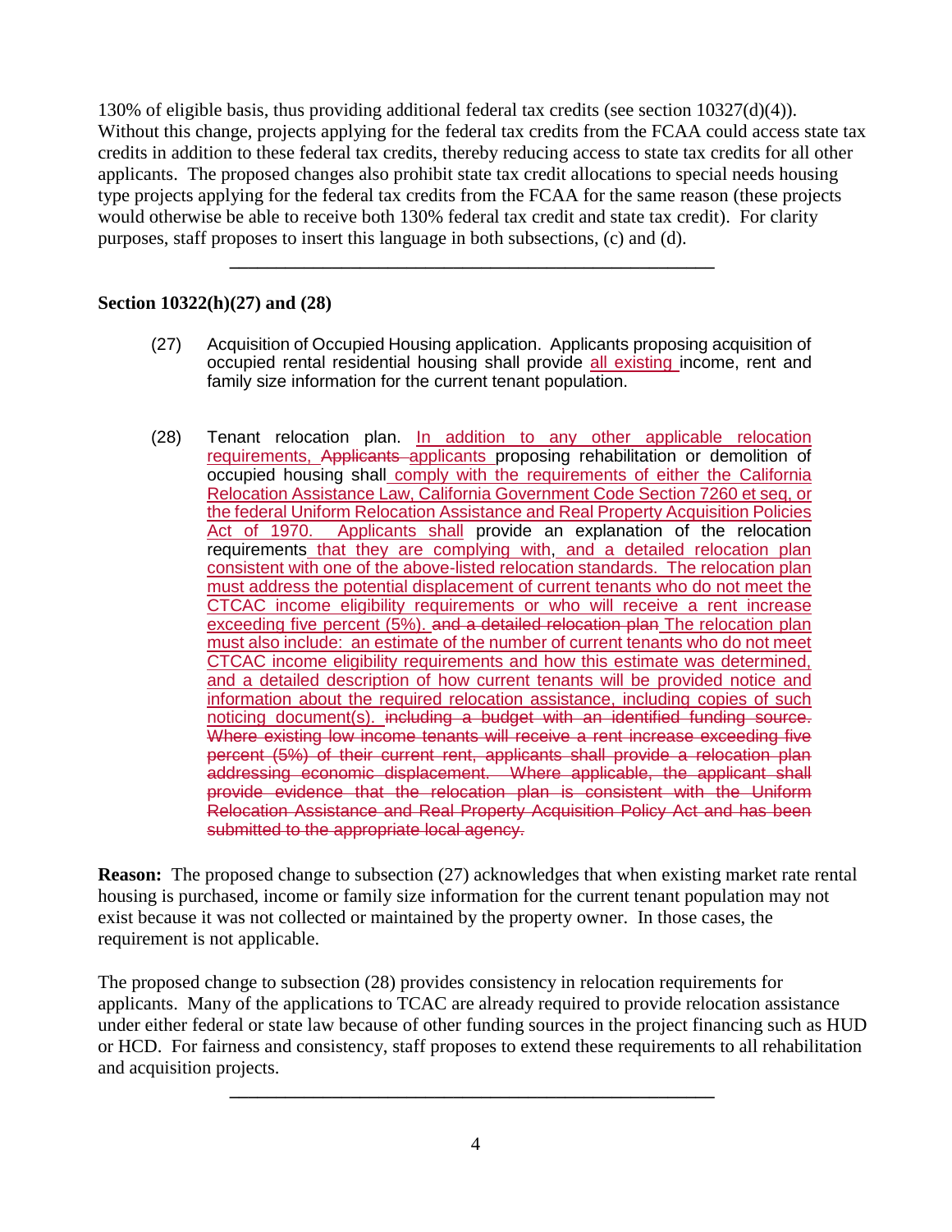130% of eligible basis, thus providing additional federal tax credits (see section 10327(d)(4)). Without this change, projects applying for the federal tax credits from the FCAA could access state tax credits in addition to these federal tax credits, thereby reducing access to state tax credits for all other applicants. The proposed changes also prohibit state tax credit allocations to special needs housing type projects applying for the federal tax credits from the FCAA for the same reason (these projects would otherwise be able to receive both 130% federal tax credit and state tax credit). For clarity purposes, staff proposes to insert this language in both subsections, (c) and (d).

---

**Section 10322(h)(27) and (28)**

(27) Acquisition of Occupied Housing application. Applicants proposing acquisition of occupied rental residential housing shall provide <u>all existing</u> income, rent and family size information for the current tenant population.

(28) Tenant relocation plan. <u>In addition to any other applicable relocation requirements,</u> ~~Applicants~~ <u>applicants</u> proposing rehabilitation or demolition of occupied housing shall <u>comply with the requirements of either the California Relocation Assistance Law, California Government Code Section 7260 et seq, or the federal Uniform Relocation Assistance and Real Property Acquisition Policies Act of 1970. Applicants shall</u> provide an explanation of the relocation requirements <u>that they are complying with</u>, <u>and a detailed relocation plan consistent with one of the above-listed relocation standards. The relocation plan must address the potential displacement of current tenants who do not meet the CTCAC income eligibility requirements or who will receive a rent increase exceeding five percent (5%).</u> ~~and a detailed relocation plan~~ <u>The relocation plan must also include: an estimate of the number of current tenants who do not meet CTCAC income eligibility requirements and how this estimate was determined, and a detailed description of how current tenants will be provided notice and information about the required relocation assistance, including copies of such noticing document(s).</u> ~~including a budget with an identified funding source. Where existing low income tenants will receive a rent increase exceeding five percent (5%) of their current rent, applicants shall provide a relocation plan addressing economic displacement. Where applicable, the applicant shall provide evidence that the relocation plan is consistent with the Uniform Relocation Assistance and Real Property Acquisition Policy Act and has been submitted to the appropriate local agency.~~

**Reason:** The proposed change to subsection (27) acknowledges that when existing market rate rental housing is purchased, income or family size information for the current tenant population may not exist because it was not collected or maintained by the property owner. In those cases, the requirement is not applicable.

The proposed change to subsection (28) provides consistency in relocation requirements for applicants. Many of the applications to TCAC are already required to provide relocation assistance under either federal or state law because of other funding sources in the project financing such as HUD or HCD. For fairness and consistency, staff proposes to extend these requirements to all rehabilitation and acquisition projects.

---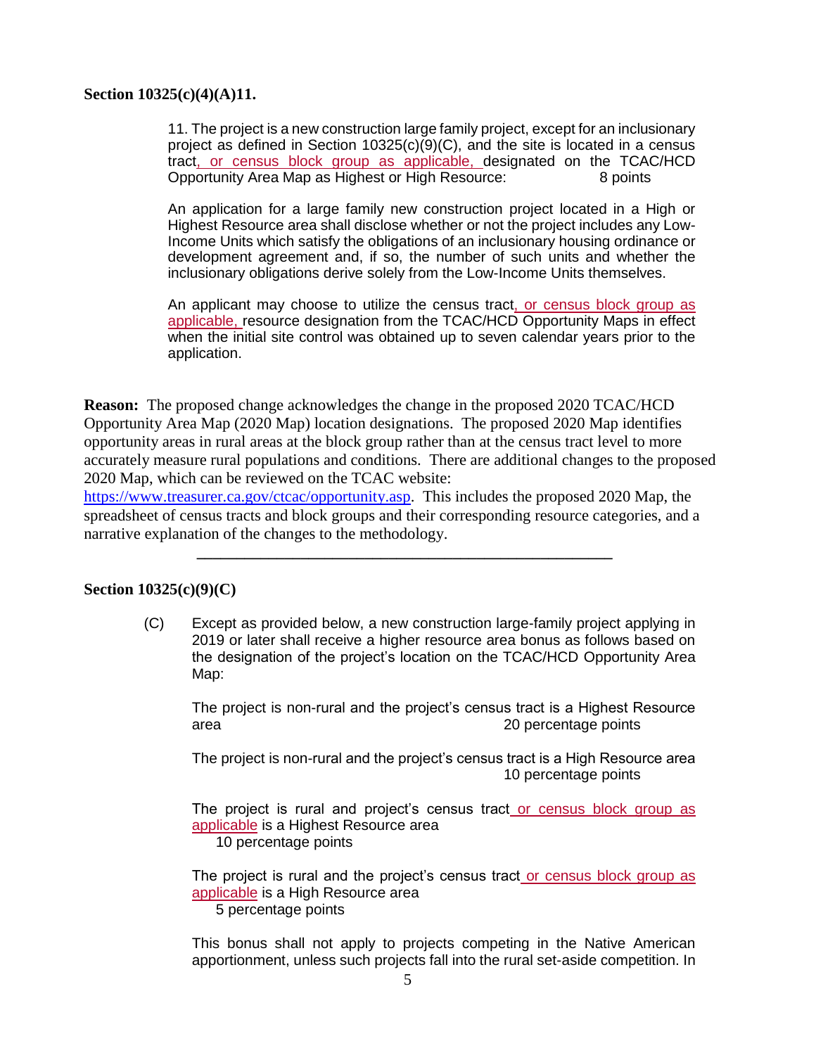**Section 10325(c)(4)(A)11.**

11. The project is a new construction large family project, except for an inclusionary project as defined in Section 10325(c)(9)(C), and the site is located in a census tract, or census block group as applicable, designated on the TCAC/HCD Opportunity Area Map as Highest or High Resource: 8 points

An application for a large family new construction project located in a High or Highest Resource area shall disclose whether or not the project includes any Low-Income Units which satisfy the obligations of an inclusionary housing ordinance or development agreement and, if so, the number of such units and whether the inclusionary obligations derive solely from the Low-Income Units themselves.

An applicant may choose to utilize the census tract, or census block group as applicable, resource designation from the TCAC/HCD Opportunity Maps in effect when the initial site control was obtained up to seven calendar years prior to the application.

**Reason:** The proposed change acknowledges the change in the proposed 2020 TCAC/HCD Opportunity Area Map (2020 Map) location designations. The proposed 2020 Map identifies opportunity areas in rural areas at the block group rather than at the census tract level to more accurately measure rural populations and conditions. There are additional changes to the proposed 2020 Map, which can be reviewed on the TCAC website: https://www.treasurer.ca.gov/ctcac/opportunity.asp. This includes the proposed 2020 Map, the spreadsheet of census tracts and block groups and their corresponding resource categories, and a narrative explanation of the changes to the methodology.

---

**Section 10325(c)(9)(C)**

(C) Except as provided below, a new construction large-family project applying in 2019 or later shall receive a higher resource area bonus as follows based on the designation of the project's location on the TCAC/HCD Opportunity Area Map:

The project is non-rural and the project's census tract is a Highest Resource area 20 percentage points

The project is non-rural and the project's census tract is a High Resource area 10 percentage points

The project is rural and project's census tract or census block group as applicable is a Highest Resource area
10 percentage points

The project is rural and the project's census tract or census block group as applicable is a High Resource area
5 percentage points

This bonus shall not apply to projects competing in the Native American apportionment, unless such projects fall into the rural set-aside competition. In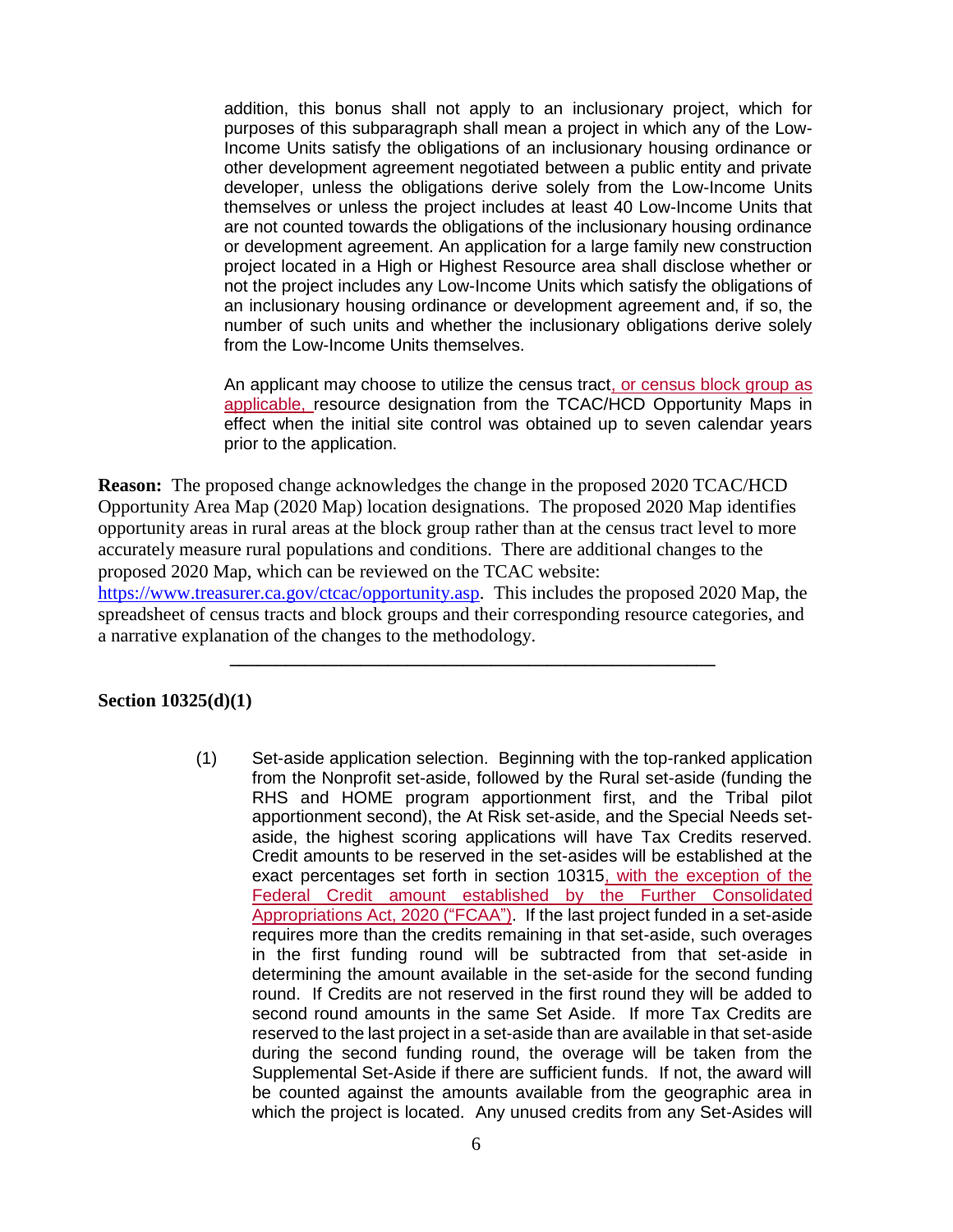addition, this bonus shall not apply to an inclusionary project, which for purposes of this subparagraph shall mean a project in which any of the Low-Income Units satisfy the obligations of an inclusionary housing ordinance or other development agreement negotiated between a public entity and private developer, unless the obligations derive solely from the Low-Income Units themselves or unless the project includes at least 40 Low-Income Units that are not counted towards the obligations of the inclusionary housing ordinance or development agreement. An application for a large family new construction project located in a High or Highest Resource area shall disclose whether or not the project includes any Low-Income Units which satisfy the obligations of an inclusionary housing ordinance or development agreement and, if so, the number of such units and whether the inclusionary obligations derive solely from the Low-Income Units themselves.

An applicant may choose to utilize the census tract, or census block group as applicable, resource designation from the TCAC/HCD Opportunity Maps in effect when the initial site control was obtained up to seven calendar years prior to the application.

**Reason:** The proposed change acknowledges the change in the proposed 2020 TCAC/HCD Opportunity Area Map (2020 Map) location designations. The proposed 2020 Map identifies opportunity areas in rural areas at the block group rather than at the census tract level to more accurately measure rural populations and conditions. There are additional changes to the proposed 2020 Map, which can be reviewed on the TCAC website: https://www.treasurer.ca.gov/ctcac/opportunity.asp. This includes the proposed 2020 Map, the spreadsheet of census tracts and block groups and their corresponding resource categories, and a narrative explanation of the changes to the methodology.

---

**Section 10325(d)(1)**

(1) Set-aside application selection. Beginning with the top-ranked application from the Nonprofit set-aside, followed by the Rural set-aside (funding the RHS and HOME program apportionment first, and the Tribal pilot apportionment second), the At Risk set-aside, and the Special Needs set-aside, the highest scoring applications will have Tax Credits reserved. Credit amounts to be reserved in the set-asides will be established at the exact percentages set forth in section 10315, with the exception of the Federal Credit amount established by the Further Consolidated Appropriations Act, 2020 ("FCAA"). If the last project funded in a set-aside requires more than the credits remaining in that set-aside, such overages in the first funding round will be subtracted from that set-aside in determining the amount available in the set-aside for the second funding round. If Credits are not reserved in the first round they will be added to second round amounts in the same Set Aside. If more Tax Credits are reserved to the last project in a set-aside than are available in that set-aside during the second funding round, the overage will be taken from the Supplemental Set-Aside if there are sufficient funds. If not, the award will be counted against the amounts available from the geographic area in which the project is located. Any unused credits from any Set-Asides will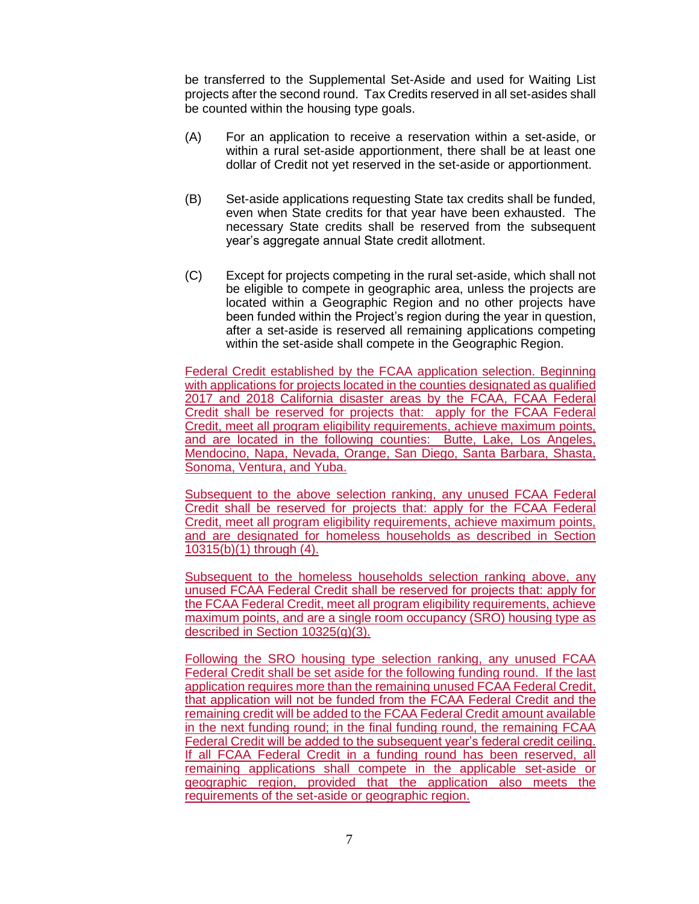be transferred to the Supplemental Set-Aside and used for Waiting List projects after the second round. Tax Credits reserved in all set-asides shall be counted within the housing type goals.

(A) For an application to receive a reservation within a set-aside, or within a rural set-aside apportionment, there shall be at least one dollar of Credit not yet reserved in the set-aside or apportionment.

(B) Set-aside applications requesting State tax credits shall be funded, even when State credits for that year have been exhausted. The necessary State credits shall be reserved from the subsequent year's aggregate annual State credit allotment.

(C) Except for projects competing in the rural set-aside, which shall not be eligible to compete in geographic area, unless the projects are located within a Geographic Region and no other projects have been funded within the Project's region during the year in question, after a set-aside is reserved all remaining applications competing within the set-aside shall compete in the Geographic Region.

<u>Federal Credit established by the FCAA application selection. Beginning with applications for projects located in the counties designated as qualified 2017 and 2018 California disaster areas by the FCAA, FCAA Federal Credit shall be reserved for projects that: apply for the FCAA Federal Credit, meet all program eligibility requirements, achieve maximum points, and are located in the following counties: Butte, Lake, Los Angeles, Mendocino, Napa, Nevada, Orange, San Diego, Santa Barbara, Shasta, Sonoma, Ventura, and Yuba.</u>

<u>Subsequent to the above selection ranking, any unused FCAA Federal Credit shall be reserved for projects that: apply for the FCAA Federal Credit, meet all program eligibility requirements, achieve maximum points, and are designated for homeless households as described in Section 10315(b)(1) through (4).</u>

<u>Subsequent to the homeless households selection ranking above, any unused FCAA Federal Credit shall be reserved for projects that: apply for the FCAA Federal Credit, meet all program eligibility requirements, achieve maximum points, and are a single room occupancy (SRO) housing type as described in Section 10325(g)(3).</u>

<u>Following the SRO housing type selection ranking, any unused FCAA Federal Credit shall be set aside for the following funding round. If the last application requires more than the remaining unused FCAA Federal Credit, that application will not be funded from the FCAA Federal Credit and the remaining credit will be added to the FCAA Federal Credit amount available in the next funding round; in the final funding round, the remaining FCAA Federal Credit will be added to the subsequent year's federal credit ceiling. If all FCAA Federal Credit in a funding round has been reserved, all remaining applications shall compete in the applicable set-aside or geographic region, provided that the application also meets the requirements of the set-aside or geographic region.</u>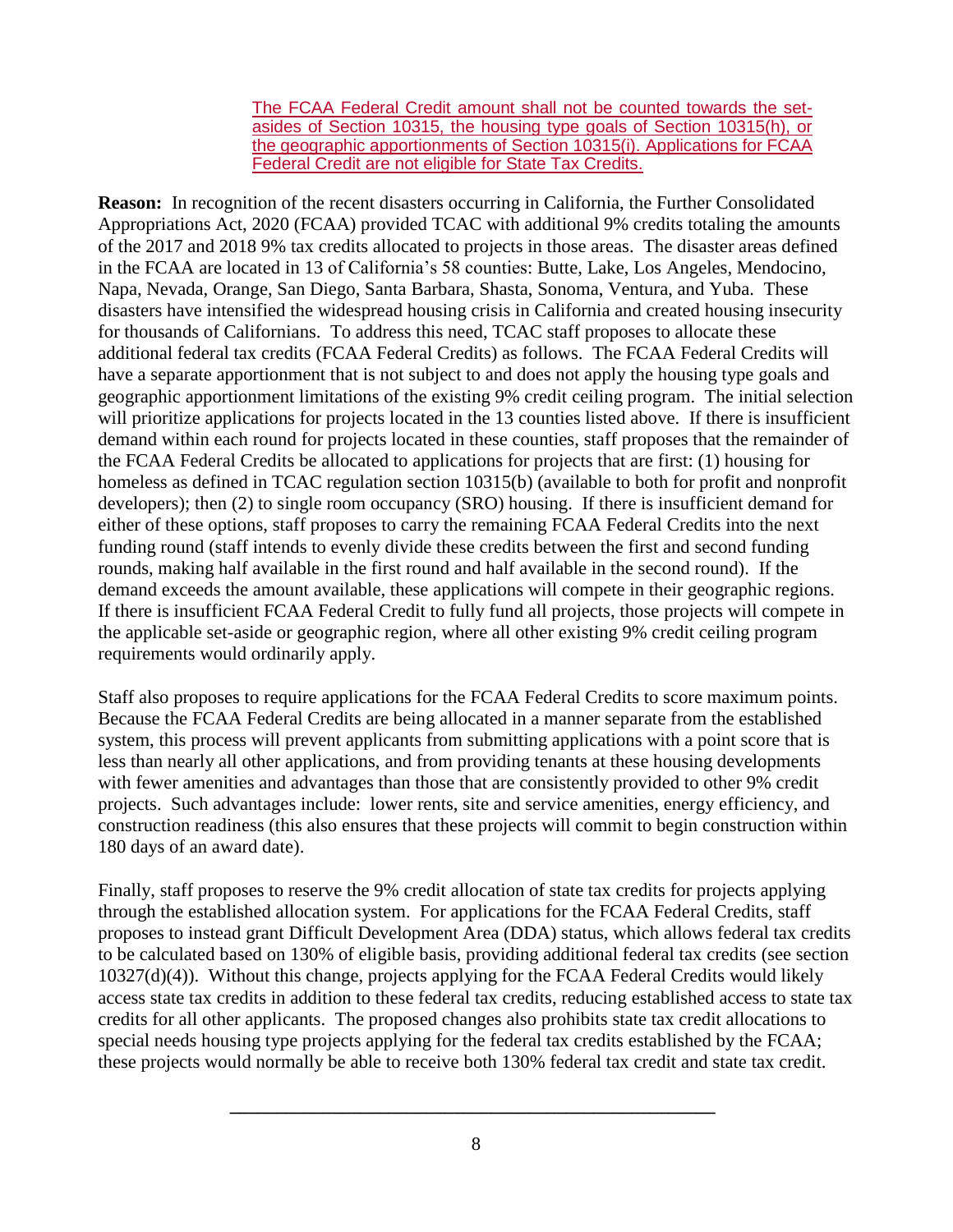The FCAA Federal Credit amount shall not be counted towards the set-asides of Section 10315, the housing type goals of Section 10315(h), or the geographic apportionments of Section 10315(i). Applications for FCAA Federal Credit are not eligible for State Tax Credits.

**Reason:** In recognition of the recent disasters occurring in California, the Further Consolidated Appropriations Act, 2020 (FCAA) provided TCAC with additional 9% credits totaling the amounts of the 2017 and 2018 9% tax credits allocated to projects in those areas. The disaster areas defined in the FCAA are located in 13 of California's 58 counties: Butte, Lake, Los Angeles, Mendocino, Napa, Nevada, Orange, San Diego, Santa Barbara, Shasta, Sonoma, Ventura, and Yuba. These disasters have intensified the widespread housing crisis in California and created housing insecurity for thousands of Californians. To address this need, TCAC staff proposes to allocate these additional federal tax credits (FCAA Federal Credits) as follows. The FCAA Federal Credits will have a separate apportionment that is not subject to and does not apply the housing type goals and geographic apportionment limitations of the existing 9% credit ceiling program. The initial selection will prioritize applications for projects located in the 13 counties listed above. If there is insufficient demand within each round for projects located in these counties, staff proposes that the remainder of the FCAA Federal Credits be allocated to applications for projects that are first: (1) housing for homeless as defined in TCAC regulation section 10315(b) (available to both for profit and nonprofit developers); then (2) to single room occupancy (SRO) housing. If there is insufficient demand for either of these options, staff proposes to carry the remaining FCAA Federal Credits into the next funding round (staff intends to evenly divide these credits between the first and second funding rounds, making half available in the first round and half available in the second round). If the demand exceeds the amount available, these applications will compete in their geographic regions. If there is insufficient FCAA Federal Credit to fully fund all projects, those projects will compete in the applicable set-aside or geographic region, where all other existing 9% credit ceiling program requirements would ordinarily apply.

Staff also proposes to require applications for the FCAA Federal Credits to score maximum points. Because the FCAA Federal Credits are being allocated in a manner separate from the established system, this process will prevent applicants from submitting applications with a point score that is less than nearly all other applications, and from providing tenants at these housing developments with fewer amenities and advantages than those that are consistently provided to other 9% credit projects. Such advantages include: lower rents, site and service amenities, energy efficiency, and construction readiness (this also ensures that these projects will commit to begin construction within 180 days of an award date).

Finally, staff proposes to reserve the 9% credit allocation of state tax credits for projects applying through the established allocation system. For applications for the FCAA Federal Credits, staff proposes to instead grant Difficult Development Area (DDA) status, which allows federal tax credits to be calculated based on 130% of eligible basis, providing additional federal tax credits (see section 10327(d)(4)). Without this change, projects applying for the FCAA Federal Credits would likely access state tax credits in addition to these federal tax credits, reducing established access to state tax credits for all other applicants. The proposed changes also prohibits state tax credit allocations to special needs housing type projects applying for the federal tax credits established by the FCAA; these projects would normally be able to receive both 130% federal tax credit and state tax credit.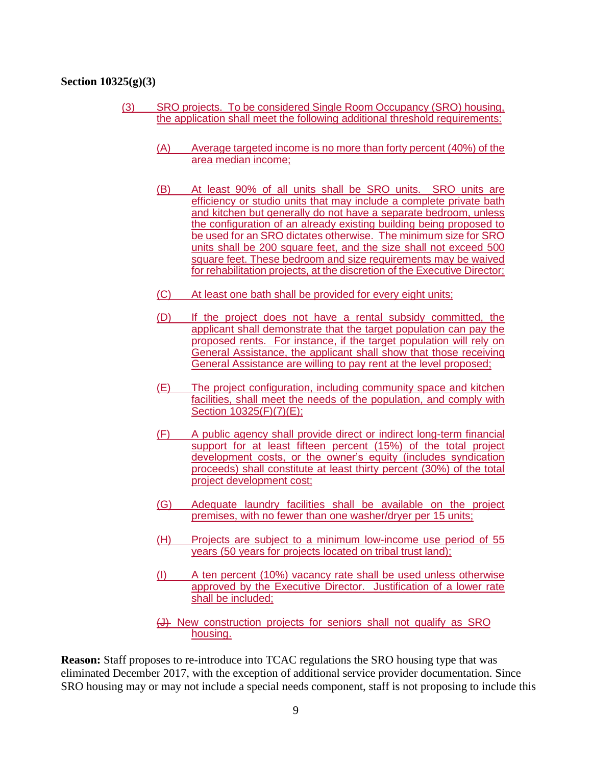**Section 10325(g)(3)**

(3) SRO projects. To be considered Single Room Occupancy (SRO) housing, the application shall meet the following additional threshold requirements:

(A) Average targeted income is no more than forty percent (40%) of the area median income;

(B) At least 90% of all units shall be SRO units. SRO units are efficiency or studio units that may include a complete private bath and kitchen but generally do not have a separate bedroom, unless the configuration of an already existing building being proposed to be used for an SRO dictates otherwise. The minimum size for SRO units shall be 200 square feet, and the size shall not exceed 500 square feet. These bedroom and size requirements may be waived for rehabilitation projects, at the discretion of the Executive Director;

(C) At least one bath shall be provided for every eight units;

(D) If the project does not have a rental subsidy committed, the applicant shall demonstrate that the target population can pay the proposed rents. For instance, if the target population will rely on General Assistance, the applicant shall show that those receiving General Assistance are willing to pay rent at the level proposed;

(E) The project configuration, including community space and kitchen facilities, shall meet the needs of the population, and comply with Section 10325(F)(7)(E);

(F) A public agency shall provide direct or indirect long-term financial support for at least fifteen percent (15%) of the total project development costs, or the owner's equity (includes syndication proceeds) shall constitute at least thirty percent (30%) of the total project development cost;

(G) Adequate laundry facilities shall be available on the project premises, with no fewer than one washer/dryer per 15 units;

(H) Projects are subject to a minimum low-income use period of 55 years (50 years for projects located on tribal trust land);

(I) A ten percent (10%) vacancy rate shall be used unless otherwise approved by the Executive Director. Justification of a lower rate shall be included;

~~(J)~~ New construction projects for seniors shall not qualify as SRO housing.

**Reason:** Staff proposes to re-introduce into TCAC regulations the SRO housing type that was eliminated December 2017, with the exception of additional service provider documentation. Since SRO housing may or may not include a special needs component, staff is not proposing to include this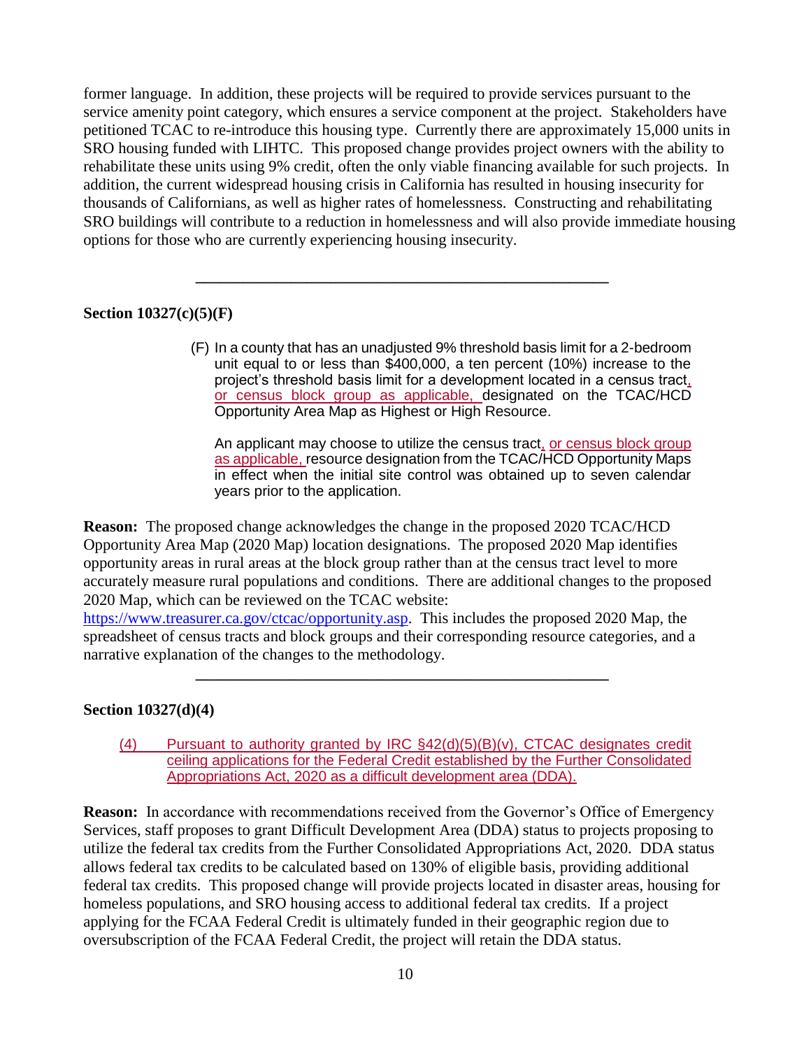former language. In addition, these projects will be required to provide services pursuant to the service amenity point category, which ensures a service component at the project. Stakeholders have petitioned TCAC to re-introduce this housing type. Currently there are approximately 15,000 units in SRO housing funded with LIHTC. This proposed change provides project owners with the ability to rehabilitate these units using 9% credit, often the only viable financing available for such projects. In addition, the current widespread housing crisis in California has resulted in housing insecurity for thousands of Californians, as well as higher rates of homelessness. Constructing and rehabilitating SRO buildings will contribute to a reduction in homelessness and will also provide immediate housing options for those who are currently experiencing housing insecurity.

---

**Section 10327(c)(5)(F)**

> (F) In a county that has an unadjusted 9% threshold basis limit for a 2-bedroom unit equal to or less than $400,000, a ten percent (10%) increase to the project's threshold basis limit for a development located in a census tract, or census block group as applicable, designated on the TCAC/HCD Opportunity Area Map as Highest or High Resource.
>
> An applicant may choose to utilize the census tract, or census block group as applicable, resource designation from the TCAC/HCD Opportunity Maps in effect when the initial site control was obtained up to seven calendar years prior to the application.

**Reason:** The proposed change acknowledges the change in the proposed 2020 TCAC/HCD Opportunity Area Map (2020 Map) location designations. The proposed 2020 Map identifies opportunity areas in rural areas at the block group rather than at the census tract level to more accurately measure rural populations and conditions. There are additional changes to the proposed 2020 Map, which can be reviewed on the TCAC website: https://www.treasurer.ca.gov/ctcac/opportunity.asp. This includes the proposed 2020 Map, the spreadsheet of census tracts and block groups and their corresponding resource categories, and a narrative explanation of the changes to the methodology.

---

**Section 10327(d)(4)**

> (4) Pursuant to authority granted by IRC §42(d)(5)(B)(v), CTCAC designates credit ceiling applications for the Federal Credit established by the Further Consolidated Appropriations Act, 2020 as a difficult development area (DDA).

**Reason:** In accordance with recommendations received from the Governor's Office of Emergency Services, staff proposes to grant Difficult Development Area (DDA) status to projects proposing to utilize the federal tax credits from the Further Consolidated Appropriations Act, 2020. DDA status allows federal tax credits to be calculated based on 130% of eligible basis, providing additional federal tax credits. This proposed change will provide projects located in disaster areas, housing for homeless populations, and SRO housing access to additional federal tax credits. If a project applying for the FCAA Federal Credit is ultimately funded in their geographic region due to oversubscription of the FCAA Federal Credit, the project will retain the DDA status.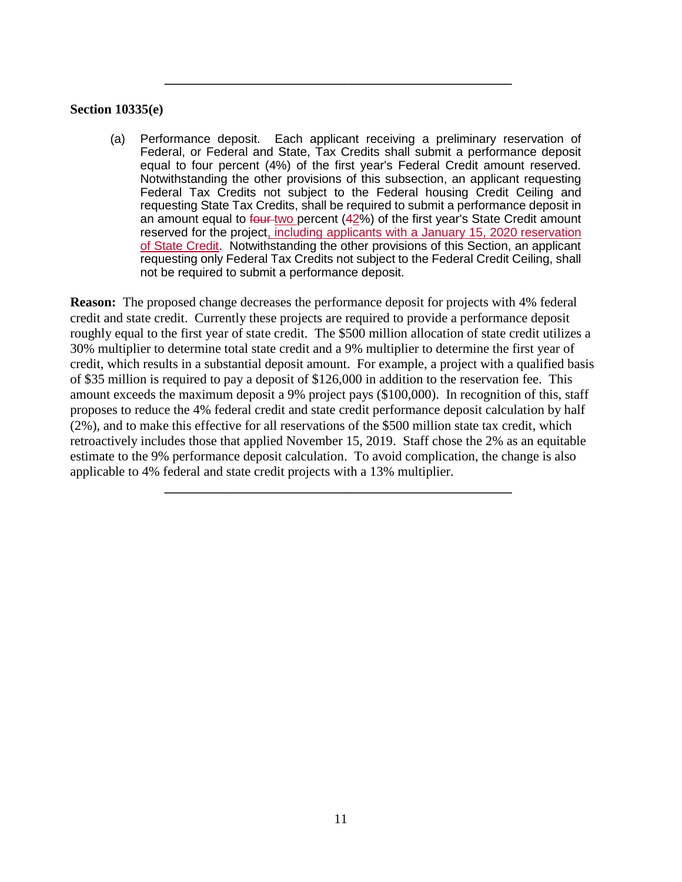---

**Section 10335(e)**

(a) Performance deposit. Each applicant receiving a preliminary reservation of Federal, or Federal and State, Tax Credits shall submit a performance deposit equal to four percent (4%) of the first year's Federal Credit amount reserved. Notwithstanding the other provisions of this subsection, an applicant requesting Federal Tax Credits not subject to the Federal housing Credit Ceiling and requesting State Tax Credits, shall be required to submit a performance deposit in an amount equal to ~~four~~ two percent (~~4~~2%) of the first year's State Credit amount reserved for the project, including applicants with a January 15, 2020 reservation of State Credit. Notwithstanding the other provisions of this Section, an applicant requesting only Federal Tax Credits not subject to the Federal Credit Ceiling, shall not be required to submit a performance deposit.

**Reason:** The proposed change decreases the performance deposit for projects with 4% federal credit and state credit. Currently these projects are required to provide a performance deposit roughly equal to the first year of state credit. The $500 million allocation of state credit utilizes a 30% multiplier to determine total state credit and a 9% multiplier to determine the first year of credit, which results in a substantial deposit amount. For example, a project with a qualified basis of $35 million is required to pay a deposit of $126,000 in addition to the reservation fee. This amount exceeds the maximum deposit a 9% project pays ($100,000). In recognition of this, staff proposes to reduce the 4% federal credit and state credit performance deposit calculation by half (2%), and to make this effective for all reservations of the $500 million state tax credit, which retroactively includes those that applied November 15, 2019. Staff chose the 2% as an equitable estimate to the 9% performance deposit calculation. To avoid complication, the change is also applicable to 4% federal and state credit projects with a 13% multiplier.

---